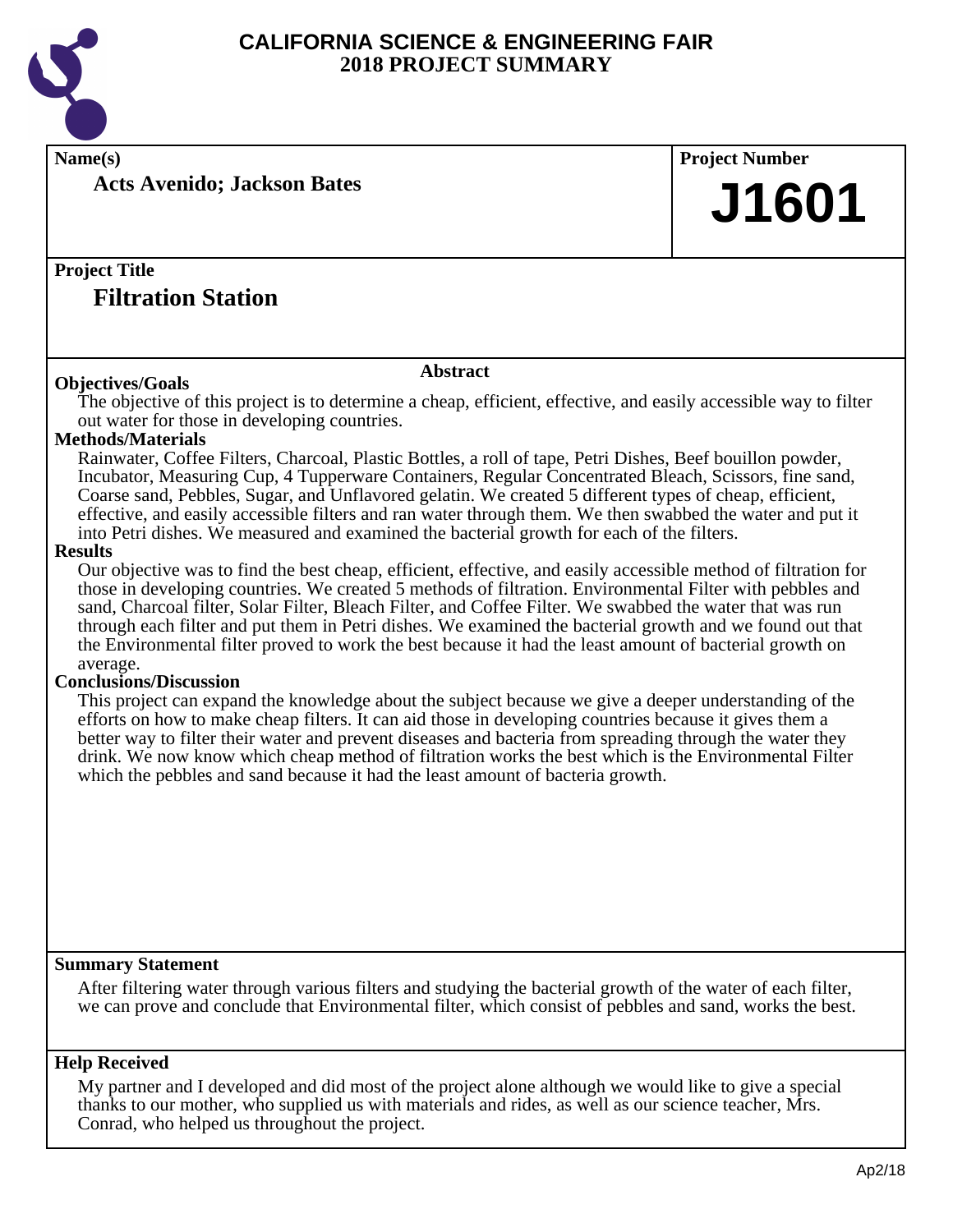# CALIFORNIA SCIENCE & ENGINEERING FAIR
## 2018 PROJECT SUMMARY

**Name(s)**

**Acts Avenido; Jackson Bates**

**Project Number**

**J1601**

**Project Title**

## Filtration Station

### Abstract

**Objectives/Goals**

The objective of this project is to determine a cheap, efficient, effective, and easily accessible way to filter out water for those in developing countries.

**Methods/Materials**

Rainwater, Coffee Filters, Charcoal, Plastic Bottles, a roll of tape, Petri Dishes, Beef bouillon powder, Incubator, Measuring Cup, 4 Tupperware Containers, Regular Concentrated Bleach, Scissors, fine sand, Coarse sand, Pebbles, Sugar, and Unflavored gelatin. We created 5 different types of cheap, efficient, effective, and easily accessible filters and ran water through them. We then swabbed the water and put it into Petri dishes. We measured and examined the bacterial growth for each of the filters.

**Results**

Our objective was to find the best cheap, efficient, effective, and easily accessible method of filtration for those in developing countries. We created 5 methods of filtration. Environmental Filter with pebbles and sand, Charcoal filter, Solar Filter, Bleach Filter, and Coffee Filter. We swabbed the water that was run through each filter and put them in Petri dishes. We examined the bacterial growth and we found out that the Environmental filter proved to work the best because it had the least amount of bacterial growth on average.

**Conclusions/Discussion**

This project can expand the knowledge about the subject because we give a deeper understanding of the efforts on how to make cheap filters. It can aid those in developing countries because it gives them a better way to filter their water and prevent diseases and bacteria from spreading through the water they drink. We now know which cheap method of filtration works the best which is the Environmental Filter which the pebbles and sand because it had the least amount of bacteria growth.

**Summary Statement**

After filtering water through various filters and studying the bacterial growth of the water of each filter, we can prove and conclude that Environmental filter, which consist of pebbles and sand, works the best.

**Help Received**

My partner and I developed and did most of the project alone although we would like to give a special thanks to our mother, who supplied us with materials and rides, as well as our science teacher, Mrs. Conrad, who helped us throughout the project.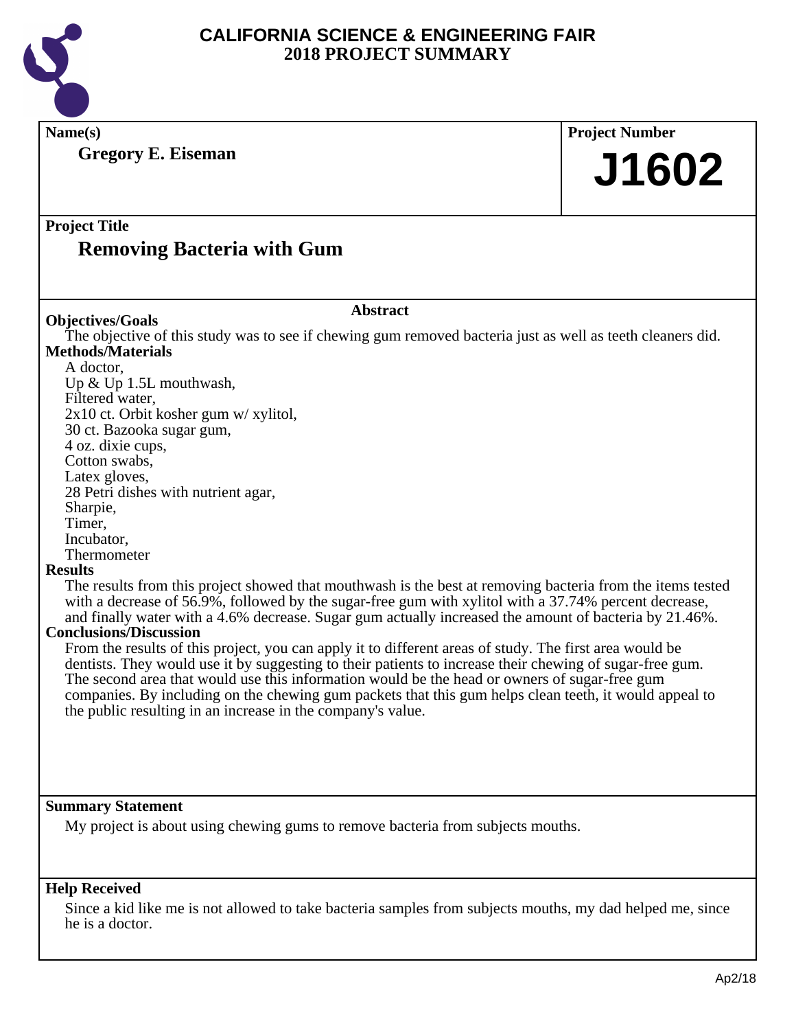# CALIFORNIA SCIENCE & ENGINEERING FAIR
## 2018 PROJECT SUMMARY

**Name(s)**

**Gregory E. Eiseman**

**Project Number**

**J1602**

**Project Title**

## Removing Bacteria with Gum

### Abstract

**Objectives/Goals**

The objective of this study was to see if chewing gum removed bacteria just as well as teeth cleaners did.

**Methods/Materials**

A doctor,
Up & Up 1.5L mouthwash,
Filtered water,
2x10 ct. Orbit kosher gum w/ xylitol,
30 ct. Bazooka sugar gum,
4 oz. dixie cups,
Cotton swabs,
Latex gloves,
28 Petri dishes with nutrient agar,
Sharpie,
Timer,
Incubator,
Thermometer

**Results**

The results from this project showed that mouthwash is the best at removing bacteria from the items tested with a decrease of 56.9%, followed by the sugar-free gum with xylitol with a 37.74% percent decrease, and finally water with a 4.6% decrease. Sugar gum actually increased the amount of bacteria by 21.46%.

**Conclusions/Discussion**

From the results of this project, you can apply it to different areas of study. The first area would be dentists. They would use it by suggesting to their patients to increase their chewing of sugar-free gum. The second area that would use this information would be the head or owners of sugar-free gum companies. By including on the chewing gum packets that this gum helps clean teeth, it would appeal to the public resulting in an increase in the company's value.

**Summary Statement**

My project is about using chewing gums to remove bacteria from subjects mouths.

**Help Received**

Since a kid like me is not allowed to take bacteria samples from subjects mouths, my dad helped me, since he is a doctor.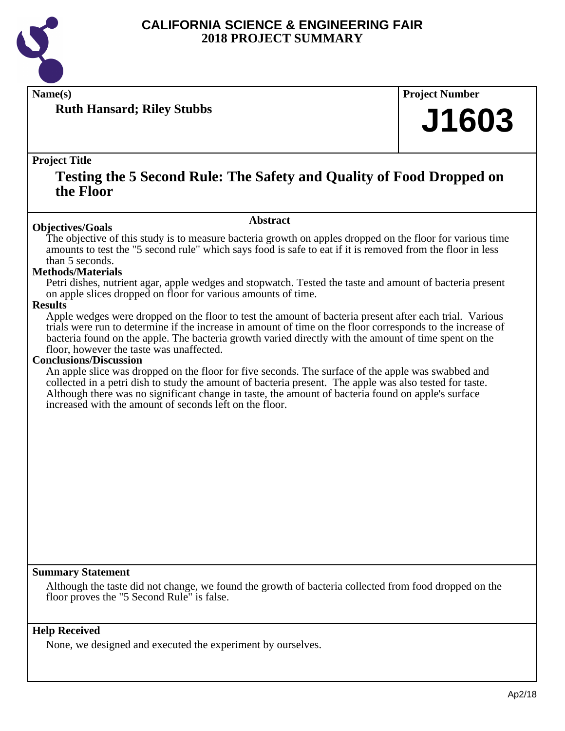# CALIFORNIA SCIENCE & ENGINEERING FAIR
## 2018 PROJECT SUMMARY

**Name(s)**

**Ruth Hansard; Riley Stubbs**

**Project Number**

**J1603**

**Project Title**

## Testing the 5 Second Rule: The Safety and Quality of Food Dropped on the Floor

### Abstract

**Objectives/Goals**

The objective of this study is to measure bacteria growth on apples dropped on the floor for various time amounts to test the "5 second rule" which says food is safe to eat if it is removed from the floor in less than 5 seconds.

**Methods/Materials**

Petri dishes, nutrient agar, apple wedges and stopwatch. Tested the taste and amount of bacteria present on apple slices dropped on floor for various amounts of time.

**Results**

Apple wedges were dropped on the floor to test the amount of bacteria present after each trial. Various trials were run to determine if the increase in amount of time on the floor corresponds to the increase of bacteria found on the apple. The bacteria growth varied directly with the amount of time spent on the floor, however the taste was unaffected.

**Conclusions/Discussion**

An apple slice was dropped on the floor for five seconds. The surface of the apple was swabbed and collected in a petri dish to study the amount of bacteria present. The apple was also tested for taste. Although there was no significant change in taste, the amount of bacteria found on apple's surface increased with the amount of seconds left on the floor.

**Summary Statement**

Although the taste did not change, we found the growth of bacteria collected from food dropped on the floor proves the "5 Second Rule" is false.

**Help Received**

None, we designed and executed the experiment by ourselves.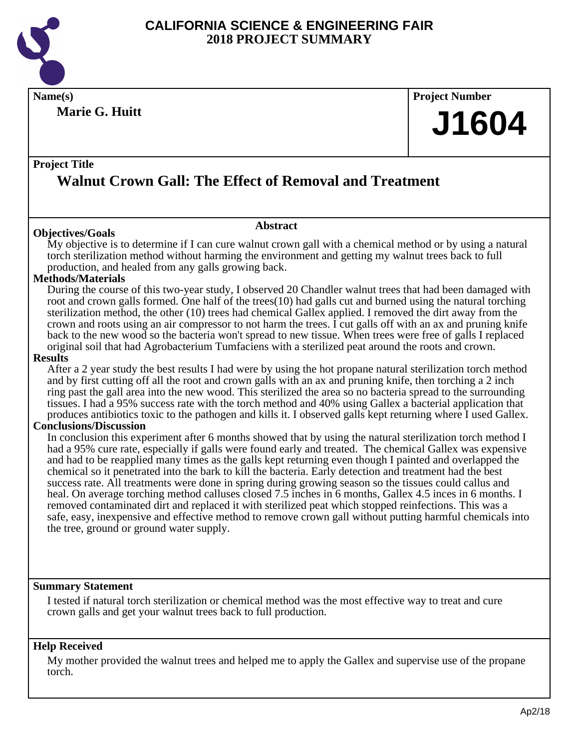# CALIFORNIA SCIENCE & ENGINEERING FAIR
## 2018 PROJECT SUMMARY

**Name(s)**

**Marie G. Huitt**

**Project Number**

**J1604**

**Project Title**

## Walnut Crown Gall: The Effect of Removal and Treatment

### Abstract

**Objectives/Goals**

My objective is to determine if I can cure walnut crown gall with a chemical method or by using a natural torch sterilization method without harming the environment and getting my walnut trees back to full production, and healed from any galls growing back.

**Methods/Materials**

During the course of this two-year study, I observed 20 Chandler walnut trees that had been damaged with root and crown galls formed. One half of the trees(10) had galls cut and burned using the natural torching sterilization method, the other (10) trees had chemical Gallex applied. I removed the dirt away from the crown and roots using an air compressor to not harm the trees. I cut galls off with an ax and pruning knife back to the new wood so the bacteria won't spread to new tissue. When trees were free of galls I replaced original soil that had Agrobacterium Tumfaciens with a sterilized peat around the roots and crown.

**Results**

After a 2 year study the best results I had were by using the hot propane natural sterilization torch method and by first cutting off all the root and crown galls with an ax and pruning knife, then torching a 2 inch ring past the gall area into the new wood. This sterilized the area so no bacteria spread to the surrounding tissues. I had a 95% success rate with the torch method and 40% using Gallex a bacterial application that produces antibiotics toxic to the pathogen and kills it. I observed galls kept returning where I used Gallex.

**Conclusions/Discussion**

In conclusion this experiment after 6 months showed that by using the natural sterilization torch method I had a 95% cure rate, especially if galls were found early and treated. The chemical Gallex was expensive and had to be reapplied many times as the galls kept returning even though I painted and overlapped the chemical so it penetrated into the bark to kill the bacteria. Early detection and treatment had the best success rate. All treatments were done in spring during growing season so the tissues could callus and heal. On average torching method calluses closed 7.5 inches in 6 months, Gallex 4.5 inces in 6 months. I removed contaminated dirt and replaced it with sterilized peat which stopped reinfections. This was a safe, easy, inexpensive and effective method to remove crown gall without putting harmful chemicals into the tree, ground or ground water supply.

**Summary Statement**

I tested if natural torch sterilization or chemical method was the most effective way to treat and cure crown galls and get your walnut trees back to full production.

**Help Received**

My mother provided the walnut trees and helped me to apply the Gallex and supervise use of the propane torch.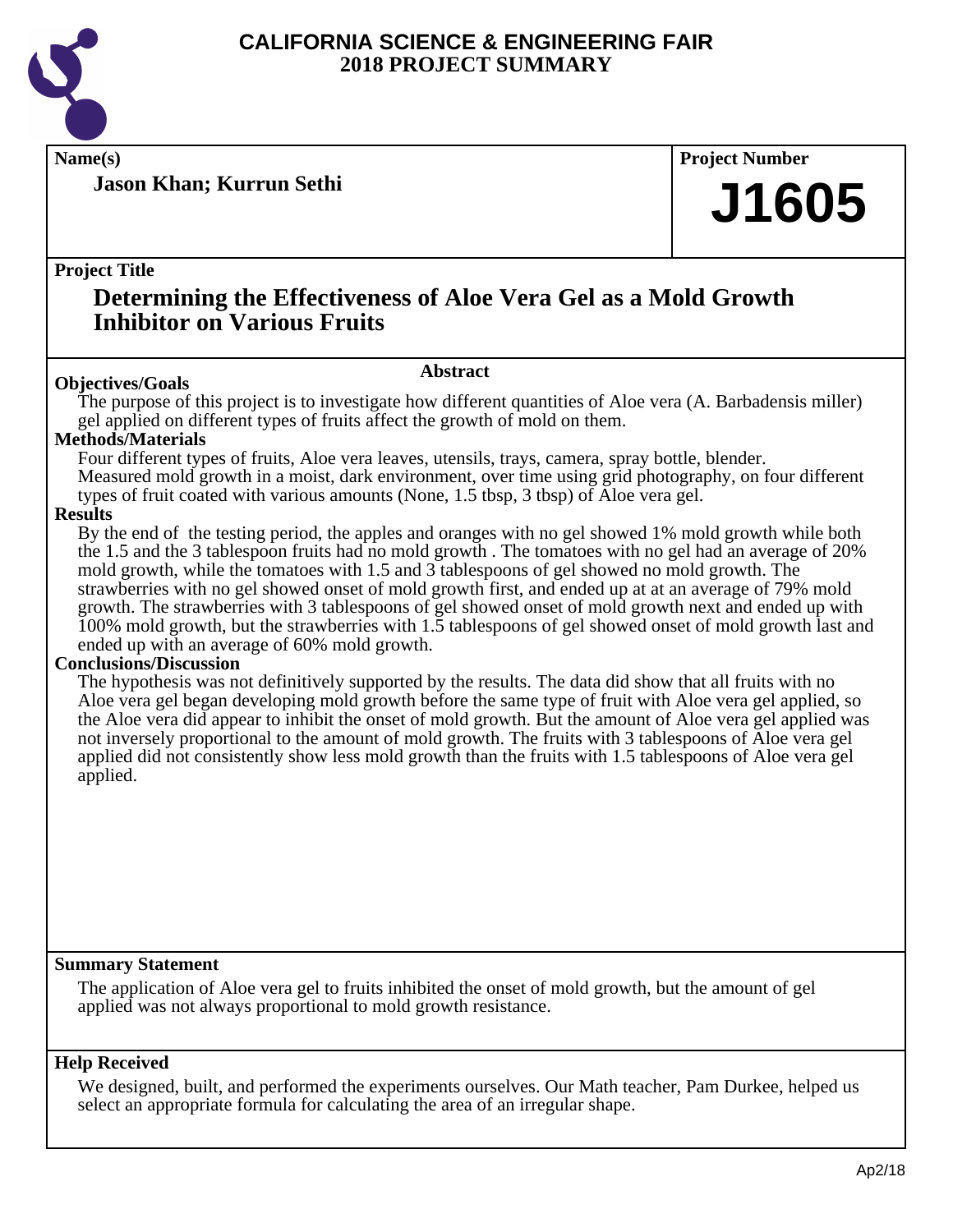# CALIFORNIA SCIENCE & ENGINEERING FAIR
## 2018 PROJECT SUMMARY

**Name(s)**

**Jason Khan; Kurrun Sethi**

**Project Number**

**J1605**

**Project Title**

## Determining the Effectiveness of Aloe Vera Gel as a Mold Growth Inhibitor on Various Fruits

### Abstract

**Objectives/Goals**

The purpose of this project is to investigate how different quantities of Aloe vera (A. Barbadensis miller) gel applied on different types of fruits affect the growth of mold on them.

**Methods/Materials**

Four different types of fruits, Aloe vera leaves, utensils, trays, camera, spray bottle, blender.
Measured mold growth in a moist, dark environment, over time using grid photography, on four different types of fruit coated with various amounts (None, 1.5 tbsp, 3 tbsp) of Aloe vera gel.

**Results**

By the end of the testing period, the apples and oranges with no gel showed 1% mold growth while both the 1.5 and the 3 tablespoon fruits had no mold growth . The tomatoes with no gel had an average of 20% mold growth, while the tomatoes with 1.5 and 3 tablespoons of gel showed no mold growth. The strawberries with no gel showed onset of mold growth first, and ended up at at an average of 79% mold growth. The strawberries with 3 tablespoons of gel showed onset of mold growth next and ended up with 100% mold growth, but the strawberries with 1.5 tablespoons of gel showed onset of mold growth last and ended up with an average of 60% mold growth.

**Conclusions/Discussion**

The hypothesis was not definitively supported by the results. The data did show that all fruits with no Aloe vera gel began developing mold growth before the same type of fruit with Aloe vera gel applied, so the Aloe vera did appear to inhibit the onset of mold growth. But the amount of Aloe vera gel applied was not inversely proportional to the amount of mold growth. The fruits with 3 tablespoons of Aloe vera gel applied did not consistently show less mold growth than the fruits with 1.5 tablespoons of Aloe vera gel applied.

**Summary Statement**

The application of Aloe vera gel to fruits inhibited the onset of mold growth, but the amount of gel applied was not always proportional to mold growth resistance.

**Help Received**

We designed, built, and performed the experiments ourselves. Our Math teacher, Pam Durkee, helped us select an appropriate formula for calculating the area of an irregular shape.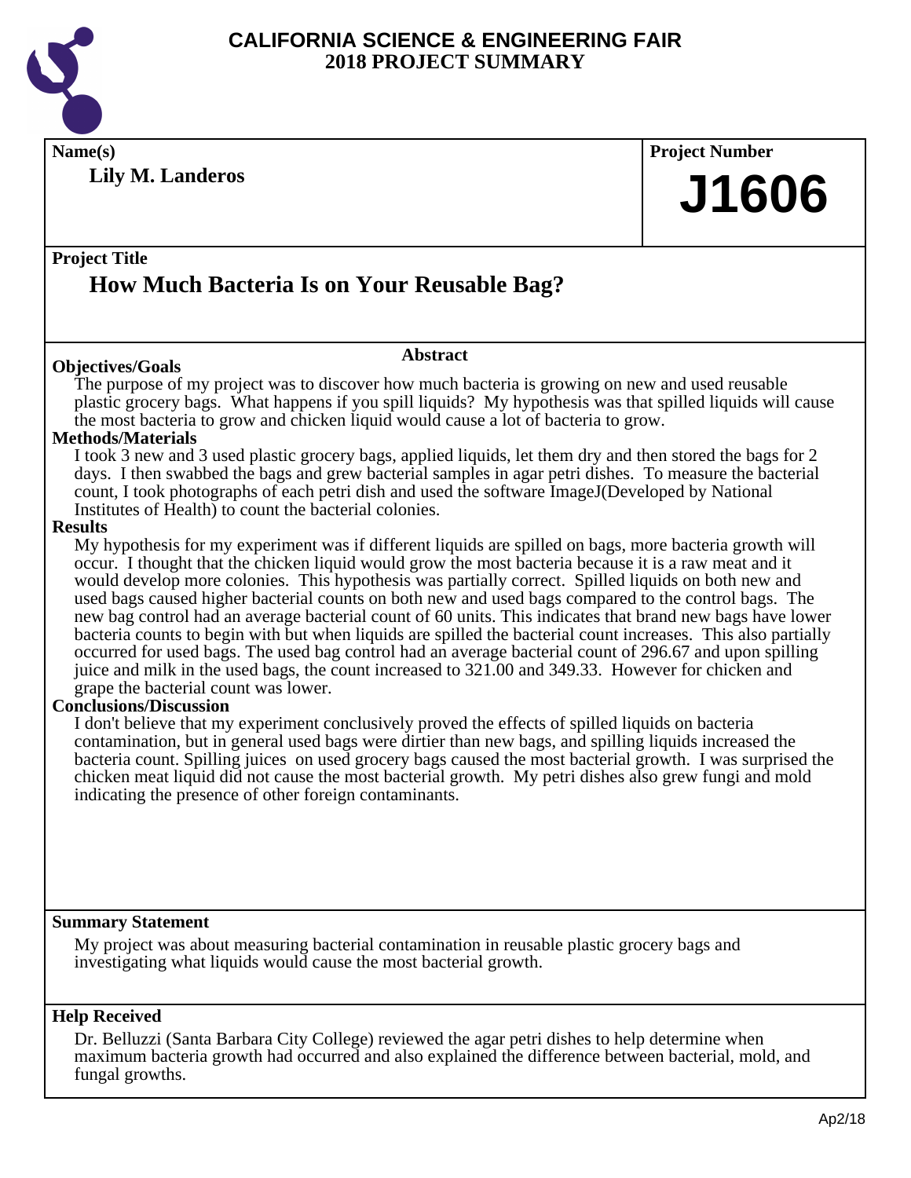# CALIFORNIA SCIENCE & ENGINEERING FAIR
## 2018 PROJECT SUMMARY

**Name(s)**

**Lily M. Landeros**

**Project Number**

# J1606

**Project Title**

## How Much Bacteria Is on Your Reusable Bag?

### Abstract

**Objectives/Goals**

The purpose of my project was to discover how much bacteria is growing on new and used reusable plastic grocery bags. What happens if you spill liquids? My hypothesis was that spilled liquids will cause the most bacteria to grow and chicken liquid would cause a lot of bacteria to grow.

**Methods/Materials**

I took 3 new and 3 used plastic grocery bags, applied liquids, let them dry and then stored the bags for 2 days. I then swabbed the bags and grew bacterial samples in agar petri dishes. To measure the bacterial count, I took photographs of each petri dish and used the software ImageJ(Developed by National Institutes of Health) to count the bacterial colonies.

**Results**

My hypothesis for my experiment was if different liquids are spilled on bags, more bacteria growth will occur. I thought that the chicken liquid would grow the most bacteria because it is a raw meat and it would develop more colonies. This hypothesis was partially correct. Spilled liquids on both new and used bags caused higher bacterial counts on both new and used bags compared to the control bags. The new bag control had an average bacterial count of 60 units. This indicates that brand new bags have lower bacteria counts to begin with but when liquids are spilled the bacterial count increases. This also partially occurred for used bags. The used bag control had an average bacterial count of 296.67 and upon spilling juice and milk in the used bags, the count increased to 321.00 and 349.33. However for chicken and grape the bacterial count was lower.

**Conclusions/Discussion**

I don't believe that my experiment conclusively proved the effects of spilled liquids on bacteria contamination, but in general used bags were dirtier than new bags, and spilling liquids increased the bacteria count. Spilling juices on used grocery bags caused the most bacterial growth. I was surprised the chicken meat liquid did not cause the most bacterial growth. My petri dishes also grew fungi and mold indicating the presence of other foreign contaminants.

**Summary Statement**

My project was about measuring bacterial contamination in reusable plastic grocery bags and investigating what liquids would cause the most bacterial growth.

**Help Received**

Dr. Belluzzi (Santa Barbara City College) reviewed the agar petri dishes to help determine when maximum bacteria growth had occurred and also explained the difference between bacterial, mold, and fungal growths.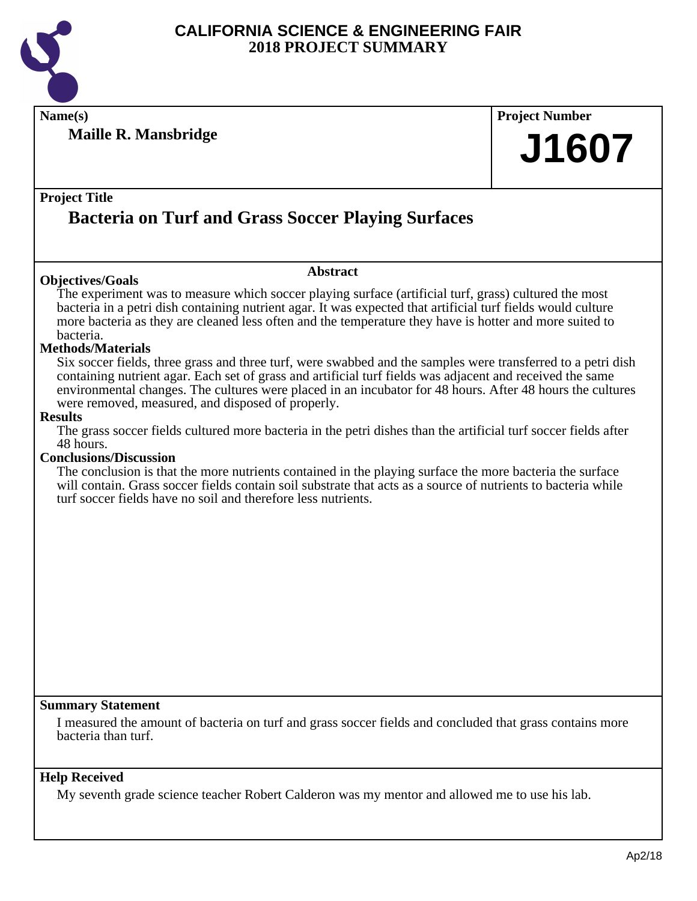# CALIFORNIA SCIENCE & ENGINEERING FAIR
# 2018 PROJECT SUMMARY

**Name(s)**

**Maille R. Mansbridge**

**Project Number**

**J1607**

**Project Title**

## Bacteria on Turf and Grass Soccer Playing Surfaces

**Abstract**

**Objectives/Goals**

The experiment was to measure which soccer playing surface (artificial turf, grass) cultured the most bacteria in a petri dish containing nutrient agar. It was expected that artificial turf fields would culture more bacteria as they are cleaned less often and the temperature they have is hotter and more suited to bacteria.

**Methods/Materials**

Six soccer fields, three grass and three turf, were swabbed and the samples were transferred to a petri dish containing nutrient agar. Each set of grass and artificial turf fields was adjacent and received the same environmental changes. The cultures were placed in an incubator for 48 hours. After 48 hours the cultures were removed, measured, and disposed of properly.

**Results**

The grass soccer fields cultured more bacteria in the petri dishes than the artificial turf soccer fields after 48 hours.

**Conclusions/Discussion**

The conclusion is that the more nutrients contained in the playing surface the more bacteria the surface will contain. Grass soccer fields contain soil substrate that acts as a source of nutrients to bacteria while turf soccer fields have no soil and therefore less nutrients.

**Summary Statement**

I measured the amount of bacteria on turf and grass soccer fields and concluded that grass contains more bacteria than turf.

**Help Received**

My seventh grade science teacher Robert Calderon was my mentor and allowed me to use his lab.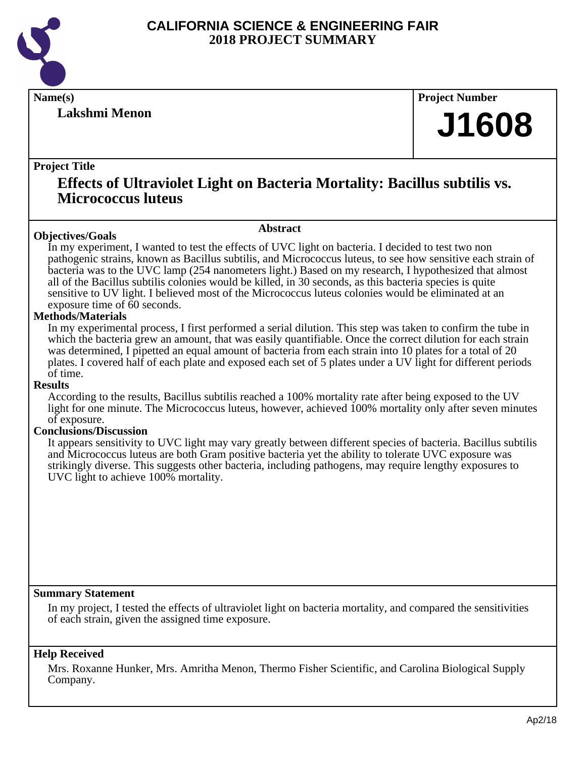# CALIFORNIA SCIENCE & ENGINEERING FAIR
## 2018 PROJECT SUMMARY

**Name(s)**

**Lakshmi Menon**

**Project Number**

# J1608

**Project Title**

## Effects of Ultraviolet Light on Bacteria Mortality: Bacillus subtilis vs. Micrococcus luteus

### Abstract

**Objectives/Goals**

In my experiment, I wanted to test the effects of UVC light on bacteria. I decided to test two non pathogenic strains, known as Bacillus subtilis, and Micrococcus luteus, to see how sensitive each strain of bacteria was to the UVC lamp (254 nanometers light.) Based on my research, I hypothesized that almost all of the Bacillus subtilis colonies would be killed, in 30 seconds, as this bacteria species is quite sensitive to UV light. I believed most of the Micrococcus luteus colonies would be eliminated at an exposure time of 60 seconds.

**Methods/Materials**

In my experimental process, I first performed a serial dilution. This step was taken to confirm the tube in which the bacteria grew an amount, that was easily quantifiable. Once the correct dilution for each strain was determined, I pipetted an equal amount of bacteria from each strain into 10 plates for a total of 20 plates. I covered half of each plate and exposed each set of 5 plates under a UV light for different periods of time.

**Results**

According to the results, Bacillus subtilis reached a 100% mortality rate after being exposed to the UV light for one minute. The Micrococcus luteus, however, achieved 100% mortality only after seven minutes of exposure.

**Conclusions/Discussion**

It appears sensitivity to UVC light may vary greatly between different species of bacteria. Bacillus subtilis and Micrococcus luteus are both Gram positive bacteria yet the ability to tolerate UVC exposure was strikingly diverse. This suggests other bacteria, including pathogens, may require lengthy exposures to UVC light to achieve 100% mortality.

**Summary Statement**

In my project, I tested the effects of ultraviolet light on bacteria mortality, and compared the sensitivities of each strain, given the assigned time exposure.

**Help Received**

Mrs. Roxanne Hunker, Mrs. Amritha Menon, Thermo Fisher Scientific, and Carolina Biological Supply Company.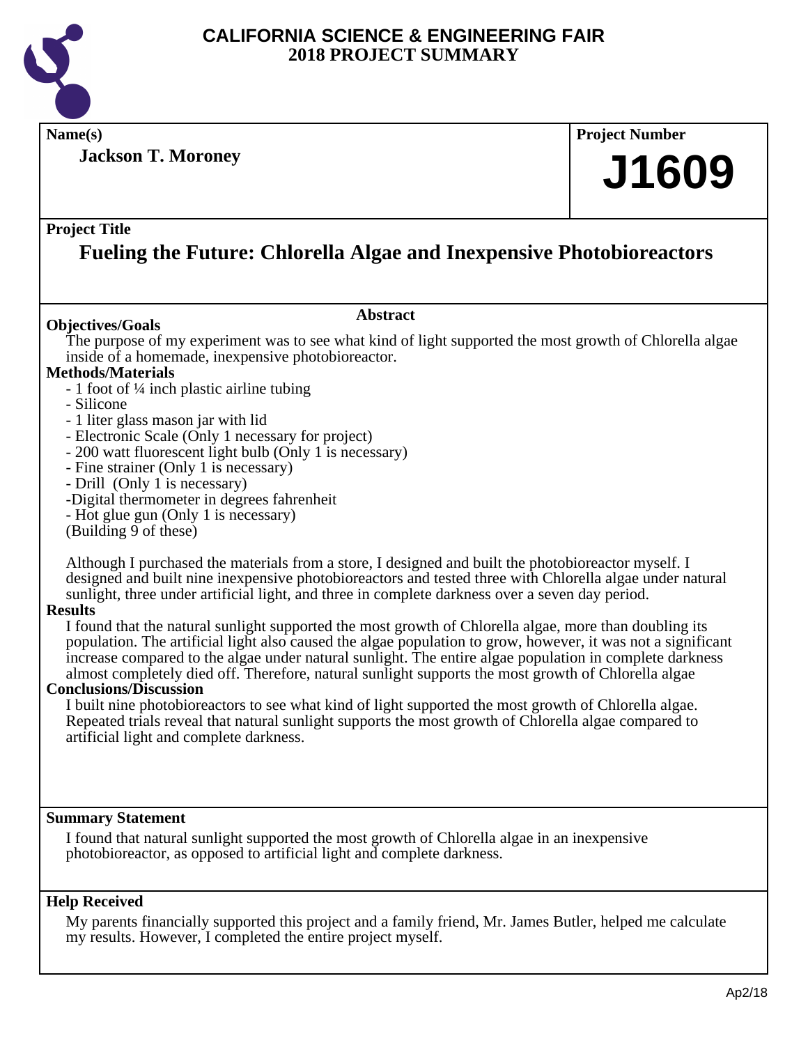# CALIFORNIA SCIENCE & ENGINEERING FAIR
# 2018 PROJECT SUMMARY

**Name(s)**

**Jackson T. Moroney**

**Project Number**

**J1609**

**Project Title**

## Fueling the Future: Chlorella Algae and Inexpensive Photobioreactors

### Abstract

**Objectives/Goals**

The purpose of my experiment was to see what kind of light supported the most growth of Chlorella algae inside of a homemade, inexpensive photobioreactor.

**Methods/Materials**

- 1 foot of ¼ inch plastic airline tubing
- Silicone
- 1 liter glass mason jar with lid
- Electronic Scale (Only 1 necessary for project)
- 200 watt fluorescent light bulb (Only 1 is necessary)
- Fine strainer (Only 1 is necessary)
- Drill (Only 1 is necessary)
- Digital thermometer in degrees fahrenheit
- Hot glue gun (Only 1 is necessary)

(Building 9 of these)

Although I purchased the materials from a store, I designed and built the photobioreactor myself. I designed and built nine inexpensive photobioreactors and tested three with Chlorella algae under natural sunlight, three under artificial light, and three in complete darkness over a seven day period.

**Results**

I found that the natural sunlight supported the most growth of Chlorella algae, more than doubling its population. The artificial light also caused the algae population to grow, however, it was not a significant increase compared to the algae under natural sunlight. The entire algae population in complete darkness almost completely died off. Therefore, natural sunlight supports the most growth of Chlorella algae

**Conclusions/Discussion**

I built nine photobioreactors to see what kind of light supported the most growth of Chlorella algae. Repeated trials reveal that natural sunlight supports the most growth of Chlorella algae compared to artificial light and complete darkness.

**Summary Statement**

I found that natural sunlight supported the most growth of Chlorella algae in an inexpensive photobioreactor, as opposed to artificial light and complete darkness.

**Help Received**

My parents financially supported this project and a family friend, Mr. James Butler, helped me calculate my results. However, I completed the entire project myself.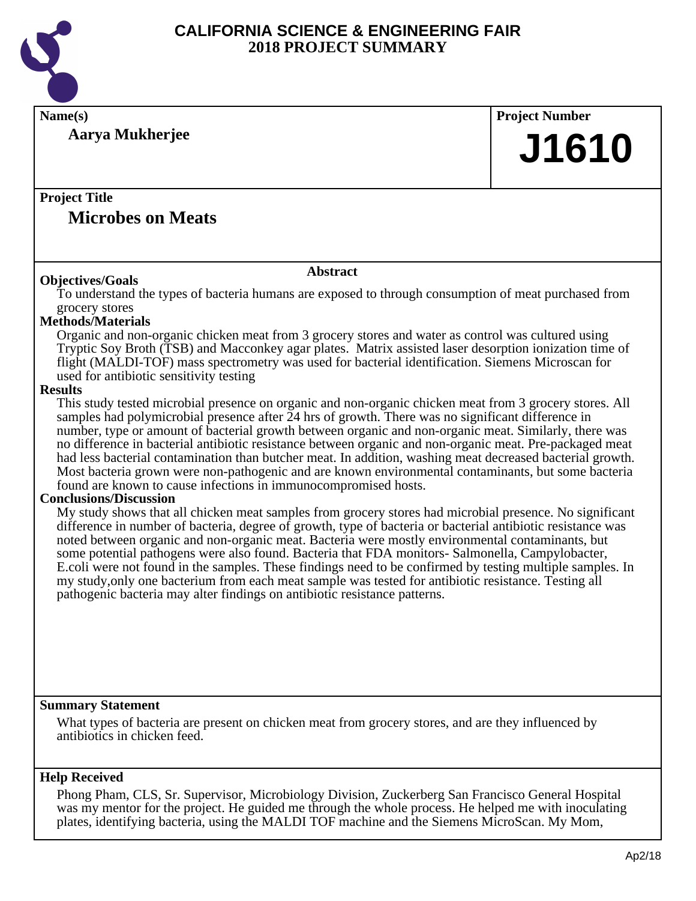# CALIFORNIA SCIENCE & ENGINEERING FAIR
## 2018 PROJECT SUMMARY

**Name(s)**

**Aarya Mukherjee**

**Project Number**

**J1610**

**Project Title**

## Microbes on Meats

### Abstract

**Objectives/Goals**

To understand the types of bacteria humans are exposed to through consumption of meat purchased from grocery stores

**Methods/Materials**

Organic and non-organic chicken meat from 3 grocery stores and water as control was cultured using Tryptic Soy Broth (TSB) and Macconkey agar plates. Matrix assisted laser desorption ionization time of flight (MALDI-TOF) mass spectrometry was used for bacterial identification. Siemens Microscan for used for antibiotic sensitivity testing

**Results**

This study tested microbial presence on organic and non-organic chicken meat from 3 grocery stores. All samples had polymicrobial presence after 24 hrs of growth. There was no significant difference in number, type or amount of bacterial growth between organic and non-organic meat. Similarly, there was no difference in bacterial antibiotic resistance between organic and non-organic meat. Pre-packaged meat had less bacterial contamination than butcher meat. In addition, washing meat decreased bacterial growth. Most bacteria grown were non-pathogenic and are known environmental contaminants, but some bacteria found are known to cause infections in immunocompromised hosts.

**Conclusions/Discussion**

My study shows that all chicken meat samples from grocery stores had microbial presence. No significant difference in number of bacteria, degree of growth, type of bacteria or bacterial antibiotic resistance was noted between organic and non-organic meat. Bacteria were mostly environmental contaminants, but some potential pathogens were also found. Bacteria that FDA monitors- Salmonella, Campylobacter, E.coli were not found in the samples. These findings need to be confirmed by testing multiple samples. In my study,only one bacterium from each meat sample was tested for antibiotic resistance. Testing all pathogenic bacteria may alter findings on antibiotic resistance patterns.

**Summary Statement**

What types of bacteria are present on chicken meat from grocery stores, and are they influenced by antibiotics in chicken feed.

**Help Received**

Phong Pham, CLS, Sr. Supervisor, Microbiology Division, Zuckerberg San Francisco General Hospital was my mentor for the project. He guided me through the whole process. He helped me with inoculating plates, identifying bacteria, using the MALDI TOF machine and the Siemens MicroScan. My Mom,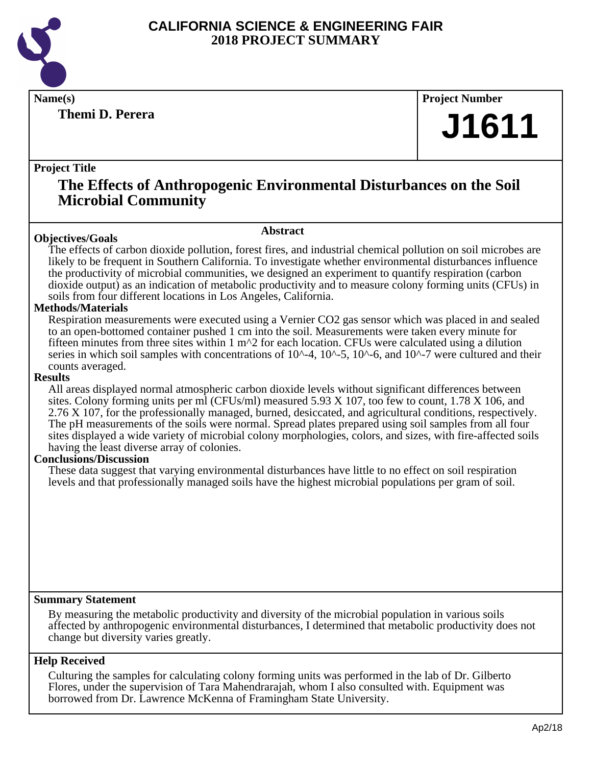# CALIFORNIA SCIENCE & ENGINEERING FAIR
## 2018 PROJECT SUMMARY

**Name(s)**

**Themi D. Perera**

**Project Number**

**J1611**

**Project Title**

## The Effects of Anthropogenic Environmental Disturbances on the Soil Microbial Community

### Abstract

**Objectives/Goals**

The effects of carbon dioxide pollution, forest fires, and industrial chemical pollution on soil microbes are likely to be frequent in Southern California. To investigate whether environmental disturbances influence the productivity of microbial communities, we designed an experiment to quantify respiration (carbon dioxide output) as an indication of metabolic productivity and to measure colony forming units (CFUs) in soils from four different locations in Los Angeles, California.

**Methods/Materials**

Respiration measurements were executed using a Vernier CO2 gas sensor which was placed in and sealed to an open-bottomed container pushed 1 cm into the soil. Measurements were taken every minute for fifteen minutes from three sites within 1 m^2 for each location. CFUs were calculated using a dilution series in which soil samples with concentrations of 10^-4, 10^-5, 10^-6, and 10^-7 were cultured and their counts averaged.

**Results**

All areas displayed normal atmospheric carbon dioxide levels without significant differences between sites. Colony forming units per ml (CFUs/ml) measured 5.93 X 107, too few to count, 1.78 X 106, and 2.76 X 107, for the professionally managed, burned, desiccated, and agricultural conditions, respectively. The pH measurements of the soils were normal. Spread plates prepared using soil samples from all four sites displayed a wide variety of microbial colony morphologies, colors, and sizes, with fire-affected soils having the least diverse array of colonies.

**Conclusions/Discussion**

These data suggest that varying environmental disturbances have little to no effect on soil respiration levels and that professionally managed soils have the highest microbial populations per gram of soil.

**Summary Statement**

By measuring the metabolic productivity and diversity of the microbial population in various soils affected by anthropogenic environmental disturbances, I determined that metabolic productivity does not change but diversity varies greatly.

**Help Received**

Culturing the samples for calculating colony forming units was performed in the lab of Dr. Gilberto Flores, under the supervision of Tara Mahendrarajah, whom I also consulted with. Equipment was borrowed from Dr. Lawrence McKenna of Framingham State University.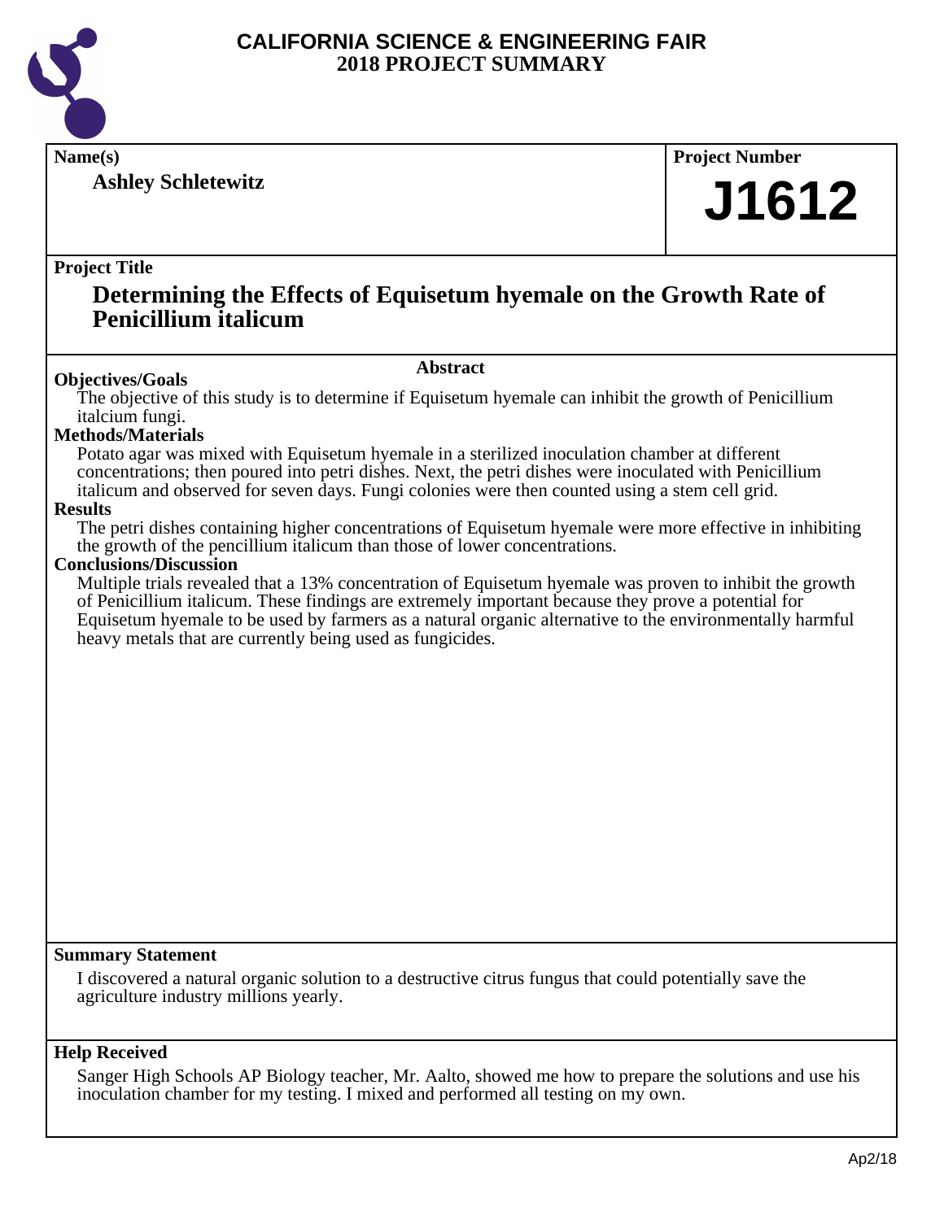# CALIFORNIA SCIENCE & ENGINEERING FAIR
# 2018 PROJECT SUMMARY

**Name(s)**

**Ashley Schletewitz**

**Project Number**

**J1612**

**Project Title**

## Determining the Effects of Equisetum hyemale on the Growth Rate of Penicillium italicum

### Abstract

**Objectives/Goals**

The objective of this study is to determine if Equisetum hyemale can inhibit the growth of Penicillium italcium fungi.

**Methods/Materials**

Potato agar was mixed with Equisetum hyemale in a sterilized inoculation chamber at different concentrations; then poured into petri dishes. Next, the petri dishes were inoculated with Penicillium italicum and observed for seven days. Fungi colonies were then counted using a stem cell grid.

**Results**

The petri dishes containing higher concentrations of Equisetum hyemale were more effective in inhibiting the growth of the pencillium italicum than those of lower concentrations.

**Conclusions/Discussion**

Multiple trials revealed that a 13% concentration of Equisetum hyemale was proven to inhibit the growth of Penicillium italicum. These findings are extremely important because they prove a potential for Equisetum hyemale to be used by farmers as a natural organic alternative to the environmentally harmful heavy metals that are currently being used as fungicides.

**Summary Statement**

I discovered a natural organic solution to a destructive citrus fungus that could potentially save the agriculture industry millions yearly.

**Help Received**

Sanger High Schools AP Biology teacher, Mr. Aalto, showed me how to prepare the solutions and use his inoculation chamber for my testing. I mixed and performed all testing on my own.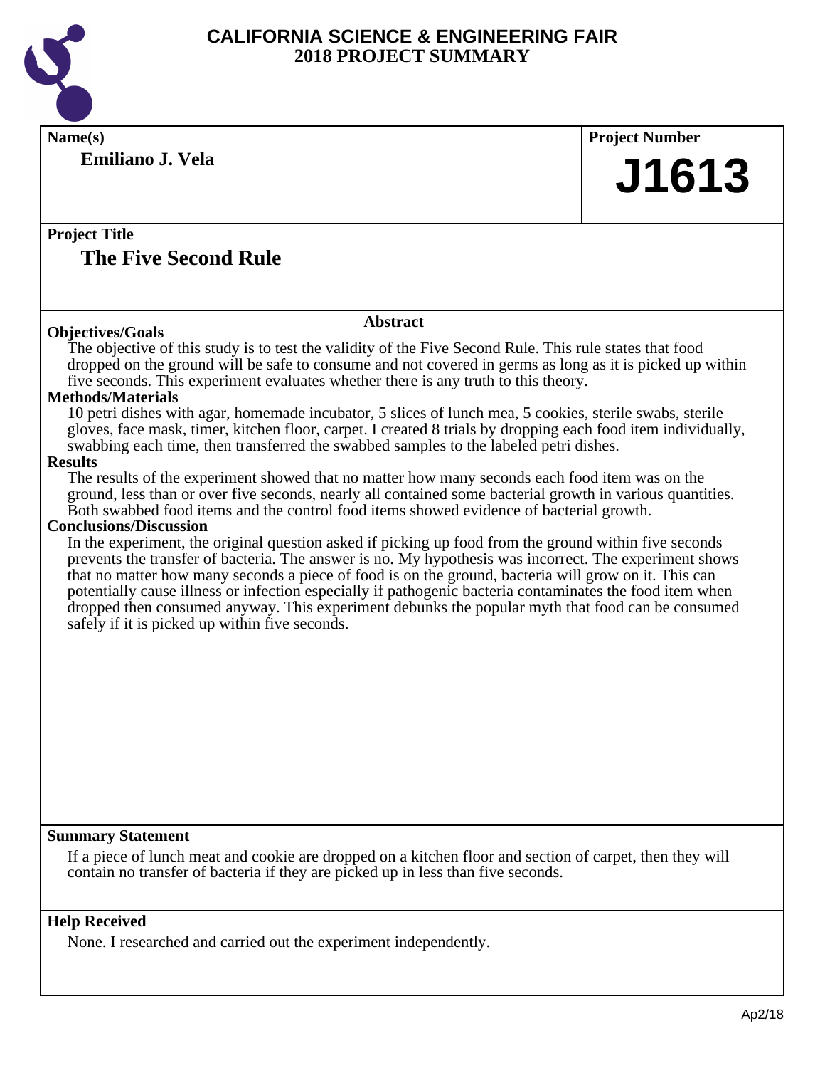# CALIFORNIA SCIENCE & ENGINEERING FAIR
## 2018 PROJECT SUMMARY

**Name(s)**

**Emiliano J. Vela**

**Project Number**

**J1613**

**Project Title**

**The Five Second Rule**

**Abstract**

**Objectives/Goals**

The objective of this study is to test the validity of the Five Second Rule. This rule states that food dropped on the ground will be safe to consume and not covered in germs as long as it is picked up within five seconds. This experiment evaluates whether there is any truth to this theory.

**Methods/Materials**

10 petri dishes with agar, homemade incubator, 5 slices of lunch mea, 5 cookies, sterile swabs, sterile gloves, face mask, timer, kitchen floor, carpet. I created 8 trials by dropping each food item individually, swabbing each time, then transferred the swabbed samples to the labeled petri dishes.

**Results**

The results of the experiment showed that no matter how many seconds each food item was on the ground, less than or over five seconds, nearly all contained some bacterial growth in various quantities. Both swabbed food items and the control food items showed evidence of bacterial growth.

**Conclusions/Discussion**

In the experiment, the original question asked if picking up food from the ground within five seconds prevents the transfer of bacteria. The answer is no. My hypothesis was incorrect. The experiment shows that no matter how many seconds a piece of food is on the ground, bacteria will grow on it. This can potentially cause illness or infection especially if pathogenic bacteria contaminates the food item when dropped then consumed anyway. This experiment debunks the popular myth that food can be consumed safely if it is picked up within five seconds.

**Summary Statement**

If a piece of lunch meat and cookie are dropped on a kitchen floor and section of carpet, then they will contain no transfer of bacteria if they are picked up in less than five seconds.

**Help Received**

None. I researched and carried out the experiment independently.